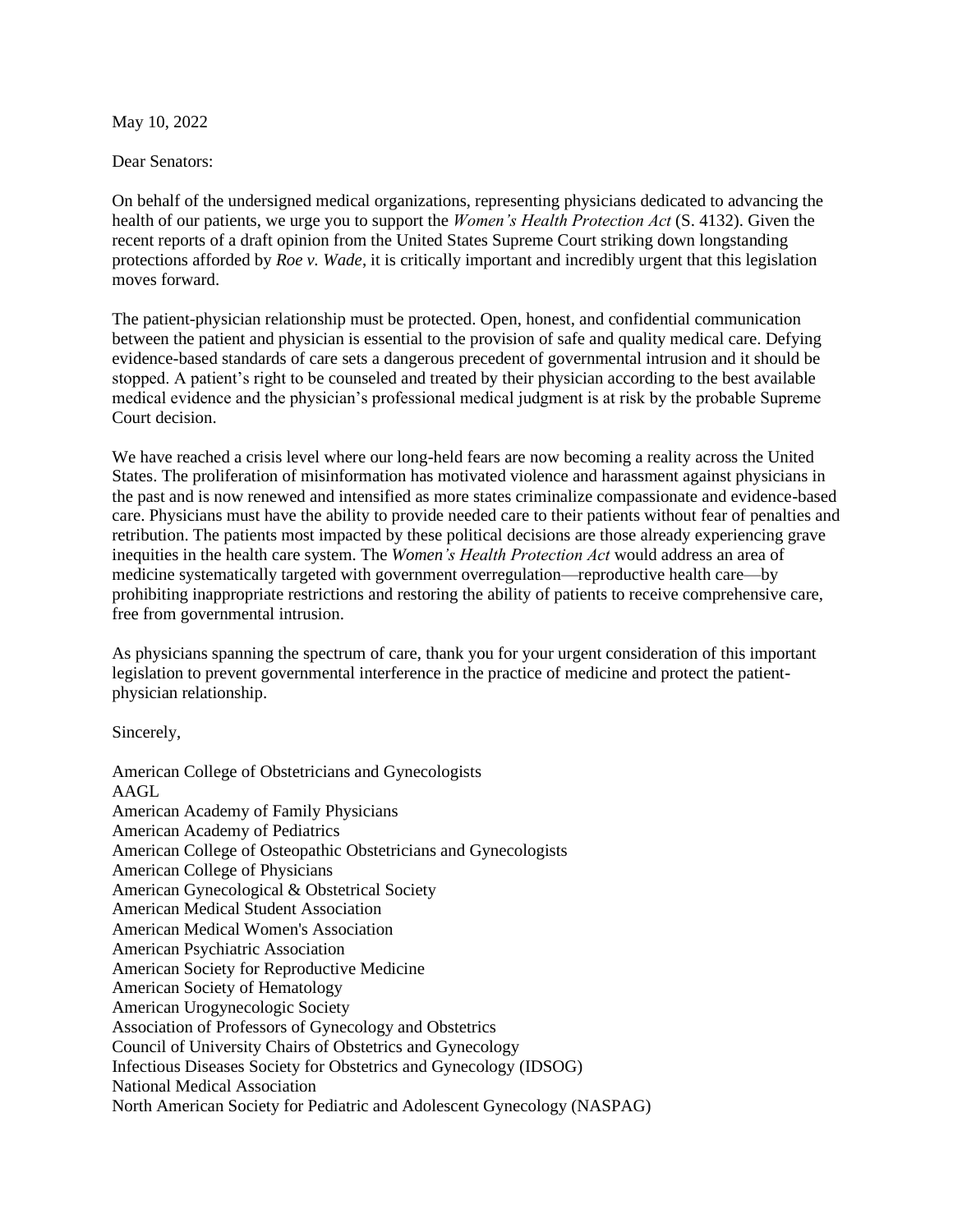May 10, 2022

Dear Senators:

On behalf of the undersigned medical organizations, representing physicians dedicated to advancing the health of our patients, we urge you to support the *Women's Health Protection Act* (S. 4132). Given the recent reports of a draft opinion from the United States Supreme Court striking down longstanding protections afforded by *Roe v. Wade*, it is critically important and incredibly urgent that this legislation moves forward.

The patient-physician relationship must be protected. Open, honest, and confidential communication between the patient and physician is essential to the provision of safe and quality medical care. Defying evidence-based standards of care sets a dangerous precedent of governmental intrusion and it should be stopped. A patient's right to be counseled and treated by their physician according to the best available medical evidence and the physician's professional medical judgment is at risk by the probable Supreme Court decision.

We have reached a crisis level where our long-held fears are now becoming a reality across the United States. The proliferation of misinformation has motivated violence and harassment against physicians in the past and is now renewed and intensified as more states criminalize compassionate and evidence-based care. Physicians must have the ability to provide needed care to their patients without fear of penalties and retribution. The patients most impacted by these political decisions are those already experiencing grave inequities in the health care system. The *Women's Health Protection Act* would address an area of medicine systematically targeted with government overregulation—reproductive health care—by prohibiting inappropriate restrictions and restoring the ability of patients to receive comprehensive care, free from governmental intrusion.

As physicians spanning the spectrum of care, thank you for your urgent consideration of this important legislation to prevent governmental interference in the practice of medicine and protect the patient-physician relationship.

Sincerely,

American College of Obstetricians and Gynecologists
AAGL
American Academy of Family Physicians
American Academy of Pediatrics
American College of Osteopathic Obstetricians and Gynecologists
American College of Physicians
American Gynecological & Obstetrical Society
American Medical Student Association
American Medical Women's Association
American Psychiatric Association
American Society for Reproductive Medicine
American Society of Hematology
American Urogynecologic Society
Association of Professors of Gynecology and Obstetrics
Council of University Chairs of Obstetrics and Gynecology
Infectious Diseases Society for Obstetrics and Gynecology (IDSOG)
National Medical Association
North American Society for Pediatric and Adolescent Gynecology (NASPAG)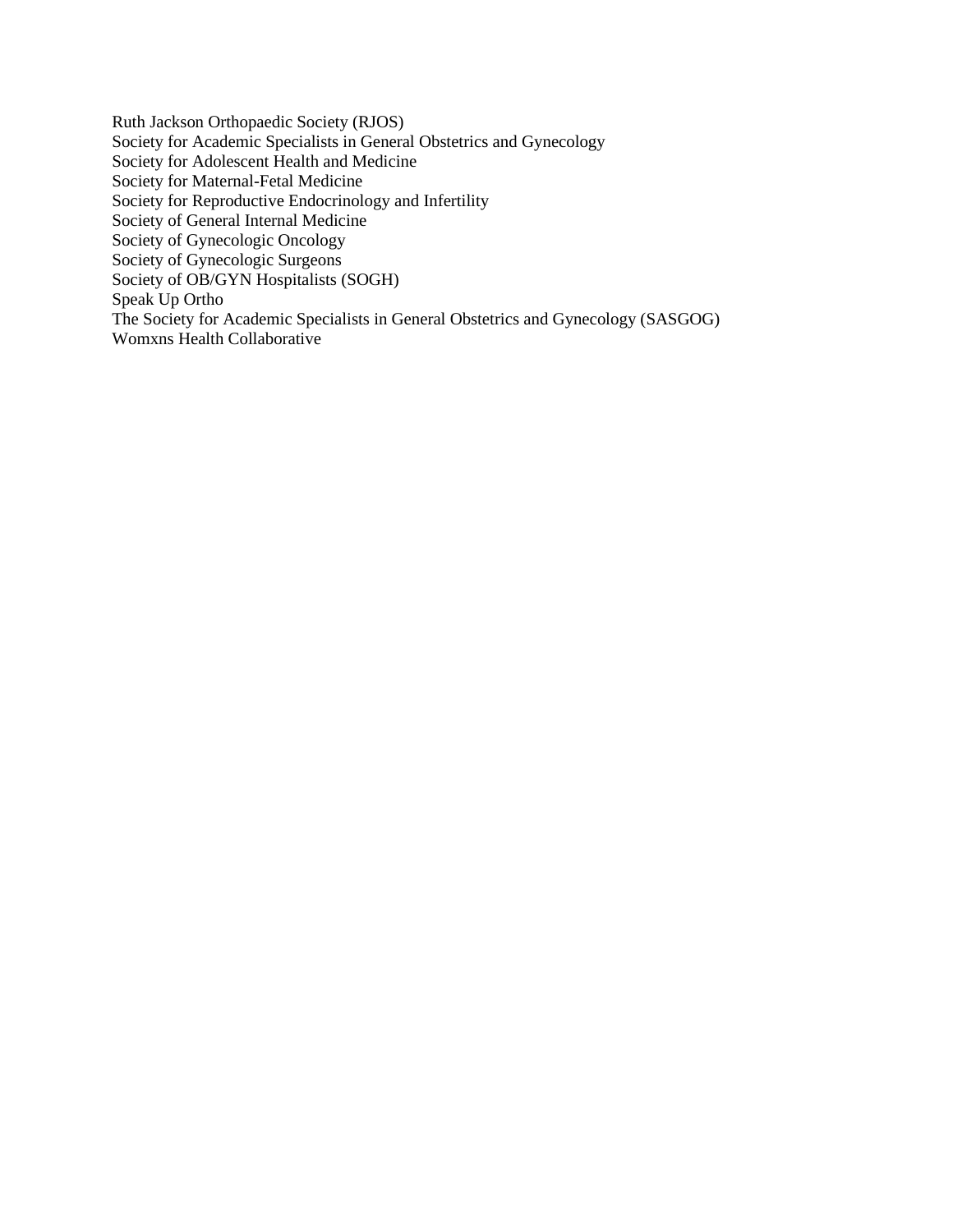Ruth Jackson Orthopaedic Society (RJOS)
Society for Academic Specialists in General Obstetrics and Gynecology
Society for Adolescent Health and Medicine
Society for Maternal-Fetal Medicine
Society for Reproductive Endocrinology and Infertility
Society of General Internal Medicine
Society of Gynecologic Oncology
Society of Gynecologic Surgeons
Society of OB/GYN Hospitalists (SOGH)
Speak Up Ortho
The Society for Academic Specialists in General Obstetrics and Gynecology (SASGOG)
Womxns Health Collaborative